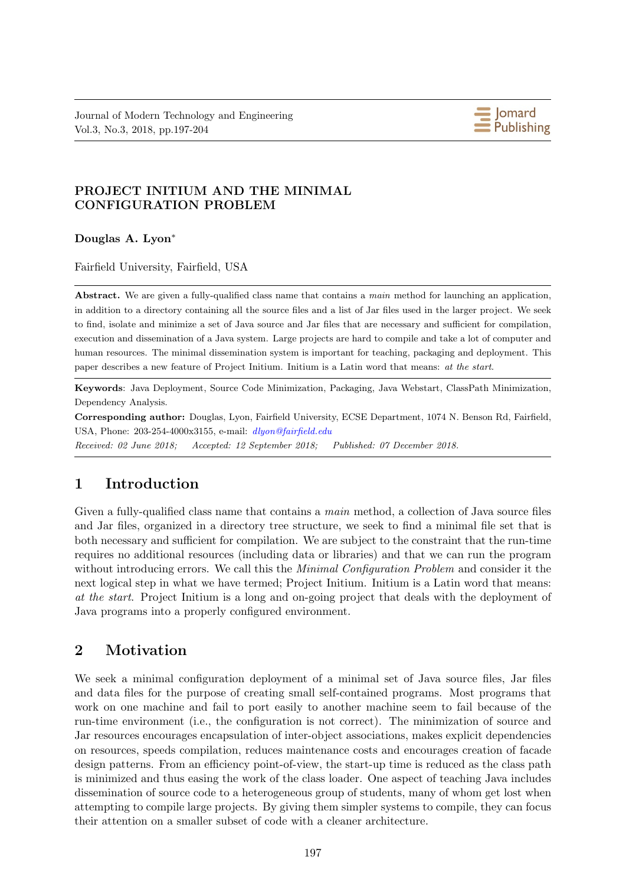# PROJECT INITIUM AND THE MINIMAL CONFIGURATION PROBLEM

**Douglas A. Lyon***

Fairfield University, Fairfield, USA

**Abstract.** We are given a fully-qualified class name that contains a *main* method for launching an application, in addition to a directory containing all the source files and a list of Jar files used in the larger project. We seek to find, isolate and minimize a set of Java source and Jar files that are necessary and sufficient for compilation, execution and dissemination of a Java system. Large projects are hard to compile and take a lot of computer and human resources. The minimal dissemination system is important for teaching, packaging and deployment. This paper describes a new feature of Project Initium. Initium is a Latin word that means: *at the start*.

**Keywords**: Java Deployment, Source Code Minimization, Packaging, Java Webstart, ClassPath Minimization, Dependency Analysis.

**Corresponding author:** Douglas, Lyon, Fairfield University, ECSE Department, 1074 N. Benson Rd, Fairfield, USA, Phone: 203-254-4000x3155, e-mail: *dlyon@fairfield.edu*

*Received: 02 June 2018; Accepted: 12 September 2018; Published: 07 December 2018.*

## 1 Introduction

Given a fully-qualified class name that contains a *main* method, a collection of Java source files and Jar files, organized in a directory tree structure, we seek to find a minimal file set that is both necessary and sufficient for compilation. We are subject to the constraint that the run-time requires no additional resources (including data or libraries) and that we can run the program without introducing errors. We call this the *Minimal Configuration Problem* and consider it the next logical step in what we have termed; Project Initium. Initium is a Latin word that means: *at the start*. Project Initium is a long and on-going project that deals with the deployment of Java programs into a properly configured environment.

## 2 Motivation

We seek a minimal configuration deployment of a minimal set of Java source files, Jar files and data files for the purpose of creating small self-contained programs. Most programs that work on one machine and fail to port easily to another machine seem to fail because of the run-time environment (i.e., the configuration is not correct). The minimization of source and Jar resources encourages encapsulation of inter-object associations, makes explicit dependencies on resources, speeds compilation, reduces maintenance costs and encourages creation of facade design patterns. From an efficiency point-of-view, the start-up time is reduced as the class path is minimized and thus easing the work of the class loader. One aspect of teaching Java includes dissemination of source code to a heterogeneous group of students, many of whom get lost when attempting to compile large projects. By giving them simpler systems to compile, they can focus their attention on a smaller subset of code with a cleaner architecture.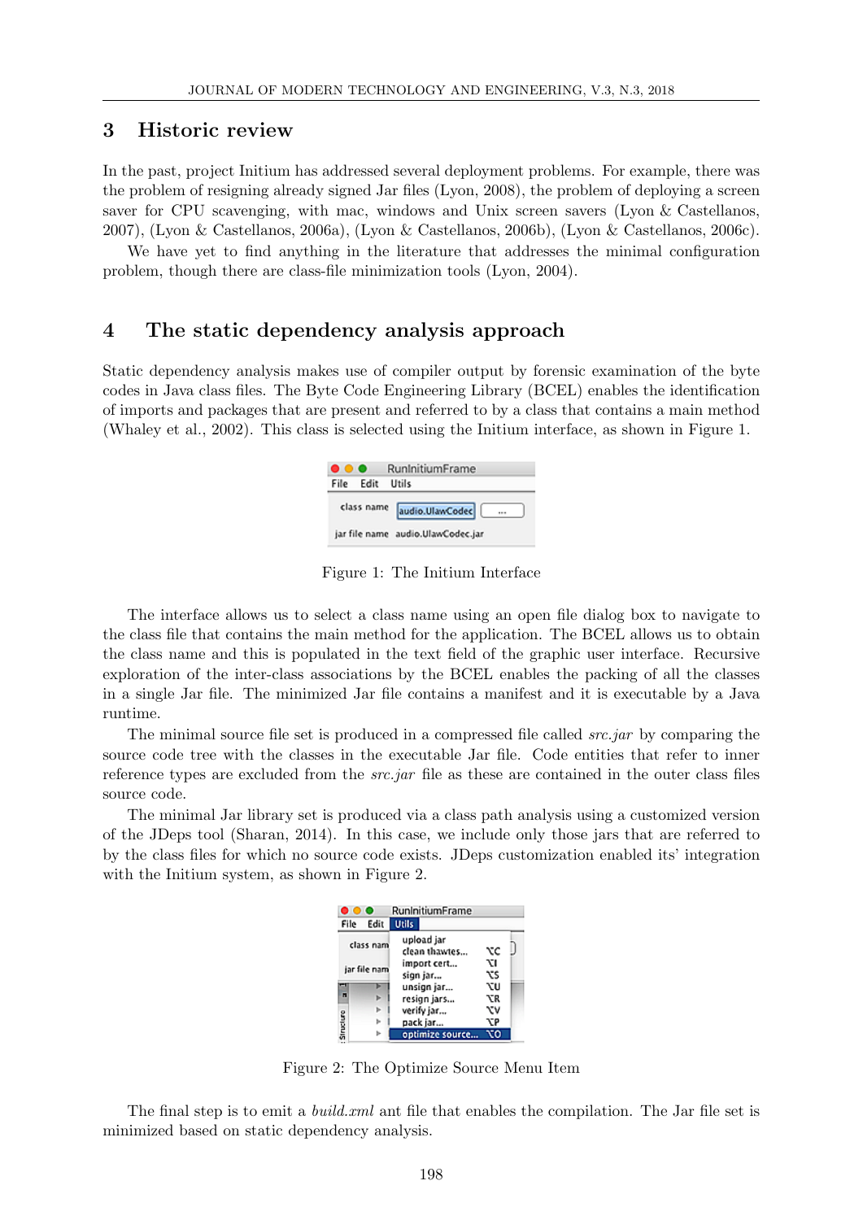## 3 Historic review

In the past, project Initium has addressed several deployment problems. For example, there was the problem of resigning already signed Jar files (Lyon, 2008), the problem of deploying a screen saver for CPU scavenging, with mac, windows and Unix screen savers (Lyon & Castellanos, 2007), (Lyon & Castellanos, 2006a), (Lyon & Castellanos, 2006b), (Lyon & Castellanos, 2006c).

We have yet to find anything in the literature that addresses the minimal configuration problem, though there are class-file minimization tools (Lyon, 2004).

## 4 The static dependency analysis approach

Static dependency analysis makes use of compiler output by forensic examination of the byte codes in Java class files. The Byte Code Engineering Library (BCEL) enables the identification of imports and packages that are present and referred to by a class that contains a main method (Whaley et al., 2002). This class is selected using the Initium interface, as shown in Figure 1.

Figure 1: The Initium Interface

The interface allows us to select a class name using an open file dialog box to navigate to the class file that contains the main method for the application. The BCEL allows us to obtain the class name and this is populated in the text field of the graphic user interface. Recursive exploration of the inter-class associations by the BCEL enables the packing of all the classes in a single Jar file. The minimized Jar file contains a manifest and it is executable by a Java runtime.

The minimal source file set is produced in a compressed file called *src.jar* by comparing the source code tree with the classes in the executable Jar file. Code entities that refer to inner reference types are excluded from the *src.jar* file as these are contained in the outer class files source code.

The minimal Jar library set is produced via a class path analysis using a customized version of the JDeps tool (Sharan, 2014). In this case, we include only those jars that are referred to by the class files for which no source code exists. JDeps customization enabled its' integration with the Initium system, as shown in Figure 2.

Figure 2: The Optimize Source Menu Item

The final step is to emit a *build.xml* ant file that enables the compilation. The Jar file set is minimized based on static dependency analysis.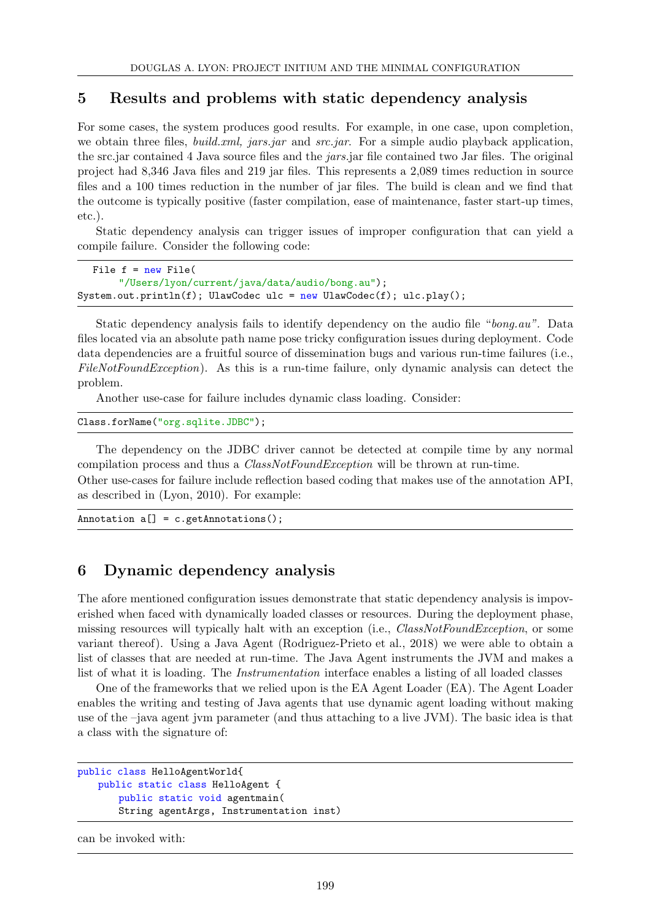## 5 Results and problems with static dependency analysis

For some cases, the system produces good results. For example, in one case, upon completion, we obtain three files, *build.xml, jars.jar* and *src.jar*. For a simple audio playback application, the src.jar contained 4 Java source files and the *jars*.jar file contained two Jar files. The original project had 8,346 Java files and 219 jar files. This represents a 2,089 times reduction in source files and a 100 times reduction in the number of jar files. The build is clean and we find that the outcome is typically positive (faster compilation, ease of maintenance, faster start-up times, etc.).

Static dependency analysis can trigger issues of improper configuration that can yield a compile failure. Consider the following code:

```
  File f = new File(
       "/Users/lyon/current/java/data/audio/bong.au");
System.out.println(f); UlawCodec ulc = new UlawCodec(f); ulc.play();
```

Static dependency analysis fails to identify dependency on the audio file "*bong.au"*. Data files located via an absolute path name pose tricky configuration issues during deployment. Code data dependencies are a fruitful source of dissemination bugs and various run-time failures (i.e., *FileNotFoundException*). As this is a run-time failure, only dynamic analysis can detect the problem.

Another use-case for failure includes dynamic class loading. Consider:

```
Class.forName("org.sqlite.JDBC");
```

The dependency on the JDBC driver cannot be detected at compile time by any normal compilation process and thus a *ClassNotFoundException* will be thrown at run-time.
Other use-cases for failure include reflection based coding that makes use of the annotation API, as described in (Lyon, 2010). For example:

```
Annotation a[] = c.getAnnotations();
```

## 6 Dynamic dependency analysis

The afore mentioned configuration issues demonstrate that static dependency analysis is impoverished when faced with dynamically loaded classes or resources. During the deployment phase, missing resources will typically halt with an exception (i.e., *ClassNotFoundException*, or some variant thereof). Using a Java Agent (Rodriguez-Prieto et al., 2018) we were able to obtain a list of classes that are needed at run-time. The Java Agent instruments the JVM and makes a list of what it is loading. The *Instrumentation* interface enables a listing of all loaded classes

One of the frameworks that we relied upon is the EA Agent Loader (EA). The Agent Loader enables the writing and testing of Java agents that use dynamic agent loading without making use of the –java agent jvm parameter (and thus attaching to a live JVM). The basic idea is that a class with the signature of:

```
public class HelloAgentWorld{
    public static class HelloAgent {
        public static void agentmain(
        String agentArgs, Instrumentation inst)
```

can be invoked with: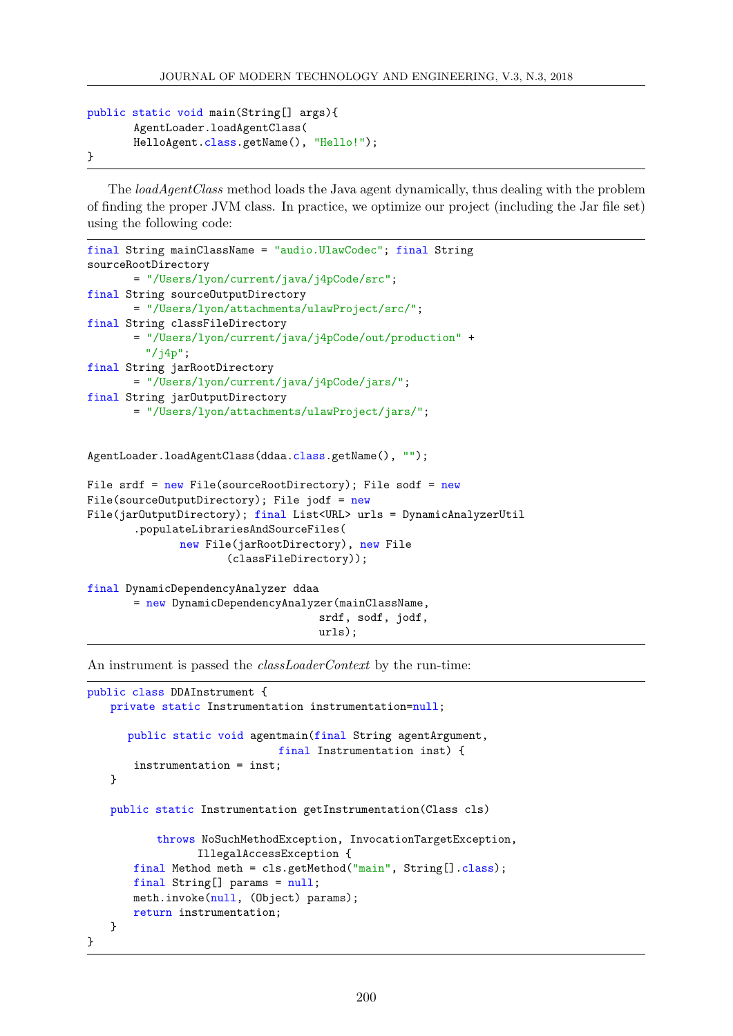```java
public static void main(String[] args){
       AgentLoader.loadAgentClass(
       HelloAgent.class.getName(), "Hello!");
}
```

The *loadAgentClass* method loads the Java agent dynamically, thus dealing with the problem of finding the proper JVM class. In practice, we optimize our project (including the Jar file set) using the following code:

```java
final String mainClassName = "audio.UlawCodec"; final String
sourceRootDirectory
       = "/Users/lyon/current/java/j4pCode/src";
final String sourceOutputDirectory
       = "/Users/lyon/attachments/ulawProject/src/";
final String classFileDirectory
       = "/Users/lyon/current/java/j4pCode/out/production" +
         "/j4p";
final String jarRootDirectory
       = "/Users/lyon/current/java/j4pCode/jars/";
final String jarOutputDirectory
       = "/Users/lyon/attachments/ulawProject/jars/";


AgentLoader.loadAgentClass(ddaa.class.getName(), "");

File srdf = new File(sourceRootDirectory); File sodf = new
File(sourceOutputDirectory); File jodf = new
File(jarOutputDirectory); final List<URL> urls = DynamicAnalyzerUtil
       .populateLibrariesAndSourceFiles(
              new File(jarRootDirectory), new File
                     (classFileDirectory));

final DynamicDependencyAnalyzer ddaa
       = new DynamicDependencyAnalyzer(mainClassName,
                                   srdf, sodf, jodf,
                                   urls);
```

An instrument is passed the *classLoaderContext* by the run-time:

```java
public class DDAInstrument {
    private static Instrumentation instrumentation=null;

      public static void agentmain(final String agentArgument,
                              final Instrumentation inst) {
       instrumentation = inst;
    }

    public static Instrumentation getInstrumentation(Class cls)

           throws NoSuchMethodException, InvocationTargetException,
                  IllegalAccessException {
       final Method meth = cls.getMethod("main", String[].class);
       final String[] params = null;
       meth.invoke(null, (Object) params);
       return instrumentation;
    }
}
```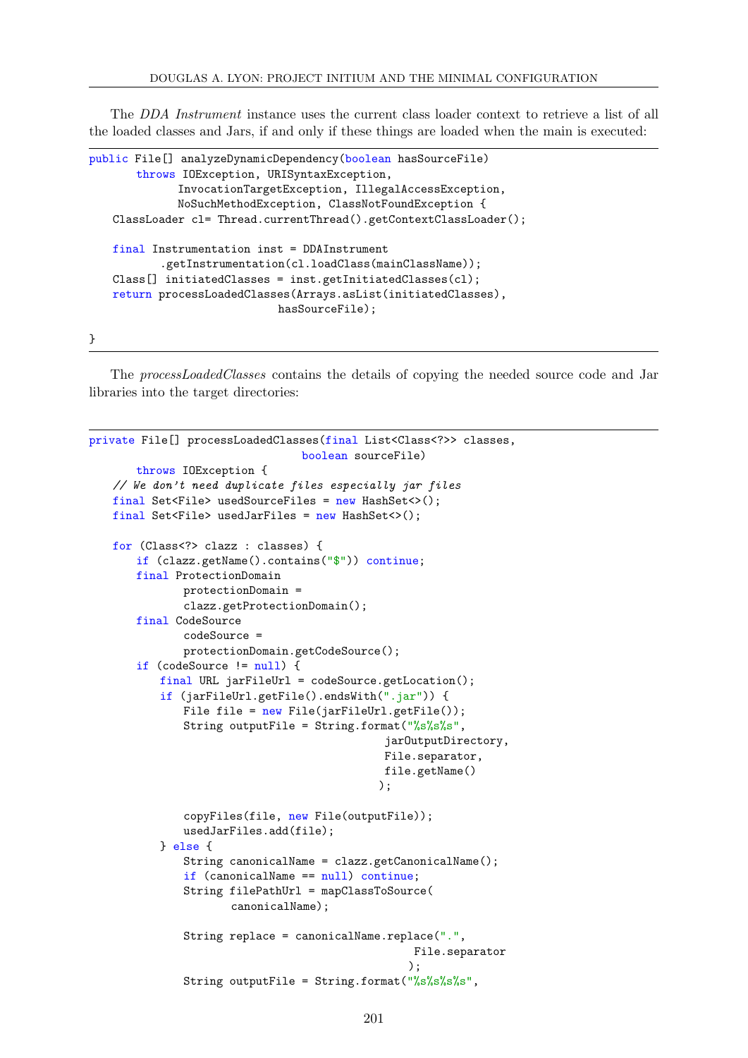The *DDA Instrument* instance uses the current class loader context to retrieve a list of all the loaded classes and Jars, if and only if these things are loaded when the main is executed:

```java
public File[] analyzeDynamicDependency(boolean hasSourceFile)
        throws IOException, URISyntaxException,
               InvocationTargetException, IllegalAccessException,
               NoSuchMethodException, ClassNotFoundException {
    ClassLoader cl= Thread.currentThread().getContextClassLoader();

    final Instrumentation inst = DDAInstrument
            .getInstrumentation(cl.loadClass(mainClassName));
    Class[] initiatedClasses = inst.getInitiatedClasses(cl);
    return processLoadedClasses(Arrays.asList(initiatedClasses),
                                hasSourceFile);

}
```

The *processLoadedClasses* contains the details of copying the needed source code and Jar libraries into the target directories:

```java
private File[] processLoadedClasses(final List<Class<?>> classes,
                                    boolean sourceFile)
        throws IOException {
    // We don't need duplicate files especially jar files
    final Set<File> usedSourceFiles = new HashSet<>();
    final Set<File> usedJarFiles = new HashSet<>();

    for (Class<?> clazz : classes) {
        if (clazz.getName().contains("$")) continue;
        final ProtectionDomain
                protectionDomain =
                clazz.getProtectionDomain();
        final CodeSource
                codeSource =
                protectionDomain.getCodeSource();
        if (codeSource != null) {
            final URL jarFileUrl = codeSource.getLocation();
            if (jarFileUrl.getFile().endsWith(".jar")) {
                File file = new File(jarFileUrl.getFile());
                String outputFile = String.format("%s%s%s",
                                                  jarOutputDirectory,
                                                  File.separator,
                                                  file.getName()
                                                 );

                copyFiles(file, new File(outputFile));
                usedJarFiles.add(file);
            } else {
                String canonicalName = clazz.getCanonicalName();
                if (canonicalName == null) continue;
                String filePathUrl = mapClassToSource(
                        canonicalName);

                String replace = canonicalName.replace(".",
                                                       File.separator
                                                      );
                String outputFile = String.format("%s%s%s%s",
```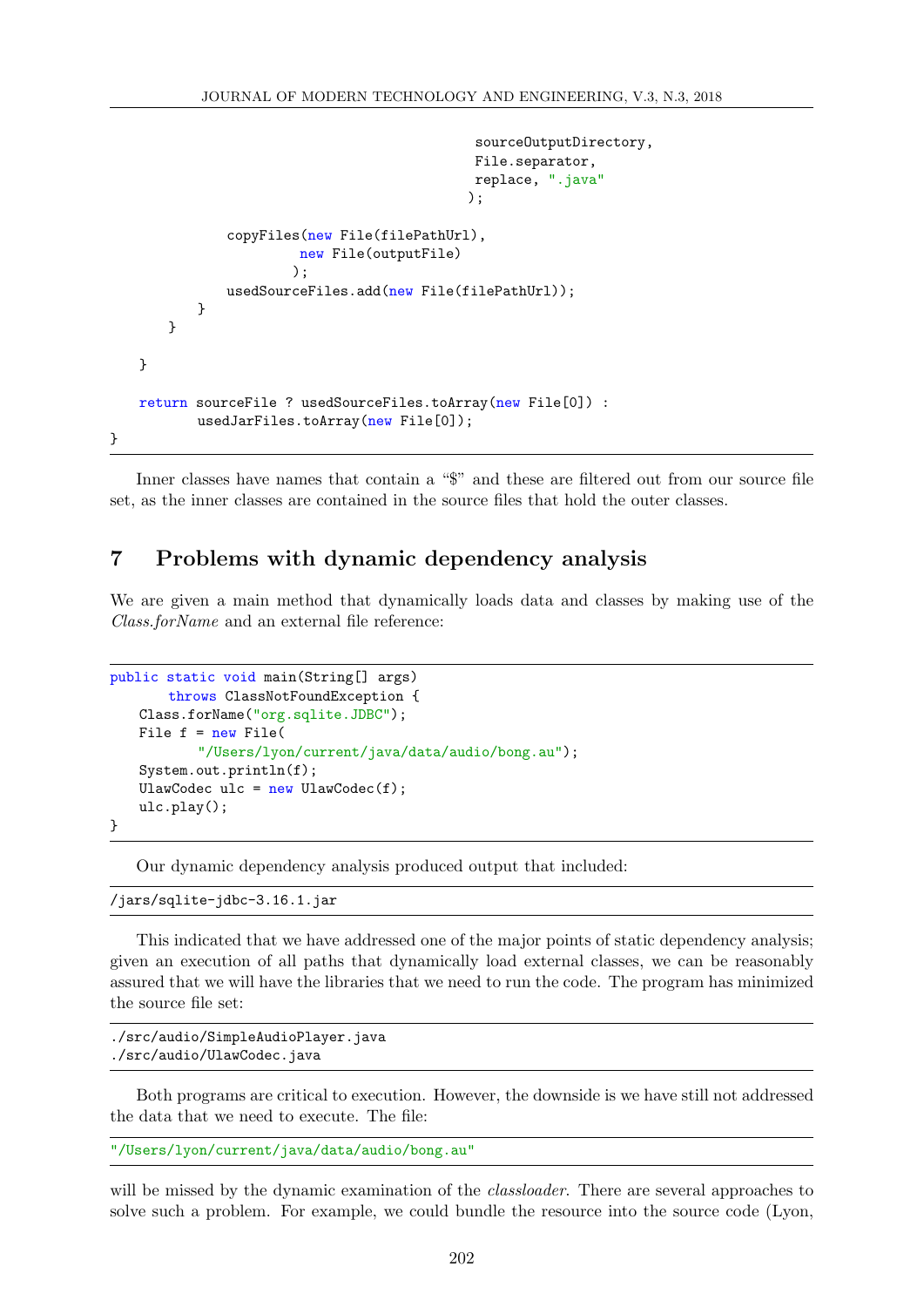```
                                        sourceOutputDirectory,
                                        File.separator,
                                        replace, ".java"
                                       );

            copyFiles(new File(filePathUrl),
                     new File(outputFile)
                    );
            usedSourceFiles.add(new File(filePathUrl));
        }
    }

  }

  return sourceFile ? usedSourceFiles.toArray(new File[0]) :
        usedJarFiles.toArray(new File[0]);
}
```

Inner classes have names that contain a "$" and these are filtered out from our source file set, as the inner classes are contained in the source files that hold the outer classes.

## 7 Problems with dynamic dependency analysis

We are given a main method that dynamically loads data and classes by making use of the *Class.forName* and an external file reference:

```
public static void main(String[] args)
      throws ClassNotFoundException {
  Class.forName("org.sqlite.JDBC");
  File f = new File(
        "/Users/lyon/current/java/data/audio/bong.au");
  System.out.println(f);
  UlawCodec ulc = new UlawCodec(f);
  ulc.play();
}
```

Our dynamic dependency analysis produced output that included:

```
/jars/sqlite-jdbc-3.16.1.jar
```

This indicated that we have addressed one of the major points of static dependency analysis; given an execution of all paths that dynamically load external classes, we can be reasonably assured that we will have the libraries that we need to run the code. The program has minimized the source file set:

```
./src/audio/SimpleAudioPlayer.java
./src/audio/UlawCodec.java
```

Both programs are critical to execution. However, the downside is we have still not addressed the data that we need to execute. The file:

```
"/Users/lyon/current/java/data/audio/bong.au"
```

will be missed by the dynamic examination of the *classloader*. There are several approaches to solve such a problem. For example, we could bundle the resource into the source code (Lyon,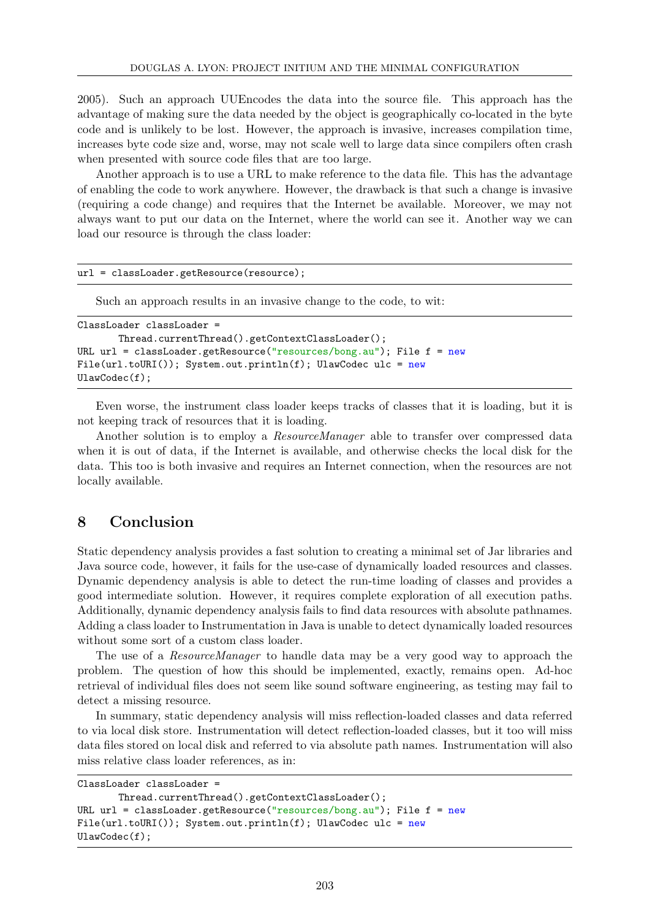2005). Such an approach UUEncodes the data into the source file. This approach has the advantage of making sure the data needed by the object is geographically co-located in the byte code and is unlikely to be lost. However, the approach is invasive, increases compilation time, increases byte code size and, worse, may not scale well to large data since compilers often crash when presented with source code files that are too large.

Another approach is to use a URL to make reference to the data file. This has the advantage of enabling the code to work anywhere. However, the drawback is that such a change is invasive (requiring a code change) and requires that the Internet be available. Moreover, we may not always want to put our data on the Internet, where the world can see it. Another way we can load our resource is through the class loader:

```
url = classLoader.getResource(resource);
```

Such an approach results in an invasive change to the code, to wit:

```
ClassLoader classLoader =
       Thread.currentThread().getContextClassLoader();
URL url = classLoader.getResource("resources/bong.au"); File f = new
File(url.toURI()); System.out.println(f); UlawCodec ulc = new
UlawCodec(f);
```

Even worse, the instrument class loader keeps tracks of classes that it is loading, but it is not keeping track of resources that it is loading.

Another solution is to employ a *ResourceManager* able to transfer over compressed data when it is out of data, if the Internet is available, and otherwise checks the local disk for the data. This too is both invasive and requires an Internet connection, when the resources are not locally available.

## 8 Conclusion

Static dependency analysis provides a fast solution to creating a minimal set of Jar libraries and Java source code, however, it fails for the use-case of dynamically loaded resources and classes. Dynamic dependency analysis is able to detect the run-time loading of classes and provides a good intermediate solution. However, it requires complete exploration of all execution paths. Additionally, dynamic dependency analysis fails to find data resources with absolute pathnames. Adding a class loader to Instrumentation in Java is unable to detect dynamically loaded resources without some sort of a custom class loader.

The use of a *ResourceManager* to handle data may be a very good way to approach the problem. The question of how this should be implemented, exactly, remains open. Ad-hoc retrieval of individual files does not seem like sound software engineering, as testing may fail to detect a missing resource.

In summary, static dependency analysis will miss reflection-loaded classes and data referred to via local disk store. Instrumentation will detect reflection-loaded classes, but it too will miss data files stored on local disk and referred to via absolute path names. Instrumentation will also miss relative class loader references, as in:

```
ClassLoader classLoader =
       Thread.currentThread().getContextClassLoader();
URL url = classLoader.getResource("resources/bong.au"); File f = new
File(url.toURI()); System.out.println(f); UlawCodec ulc = new
UlawCodec(f);
```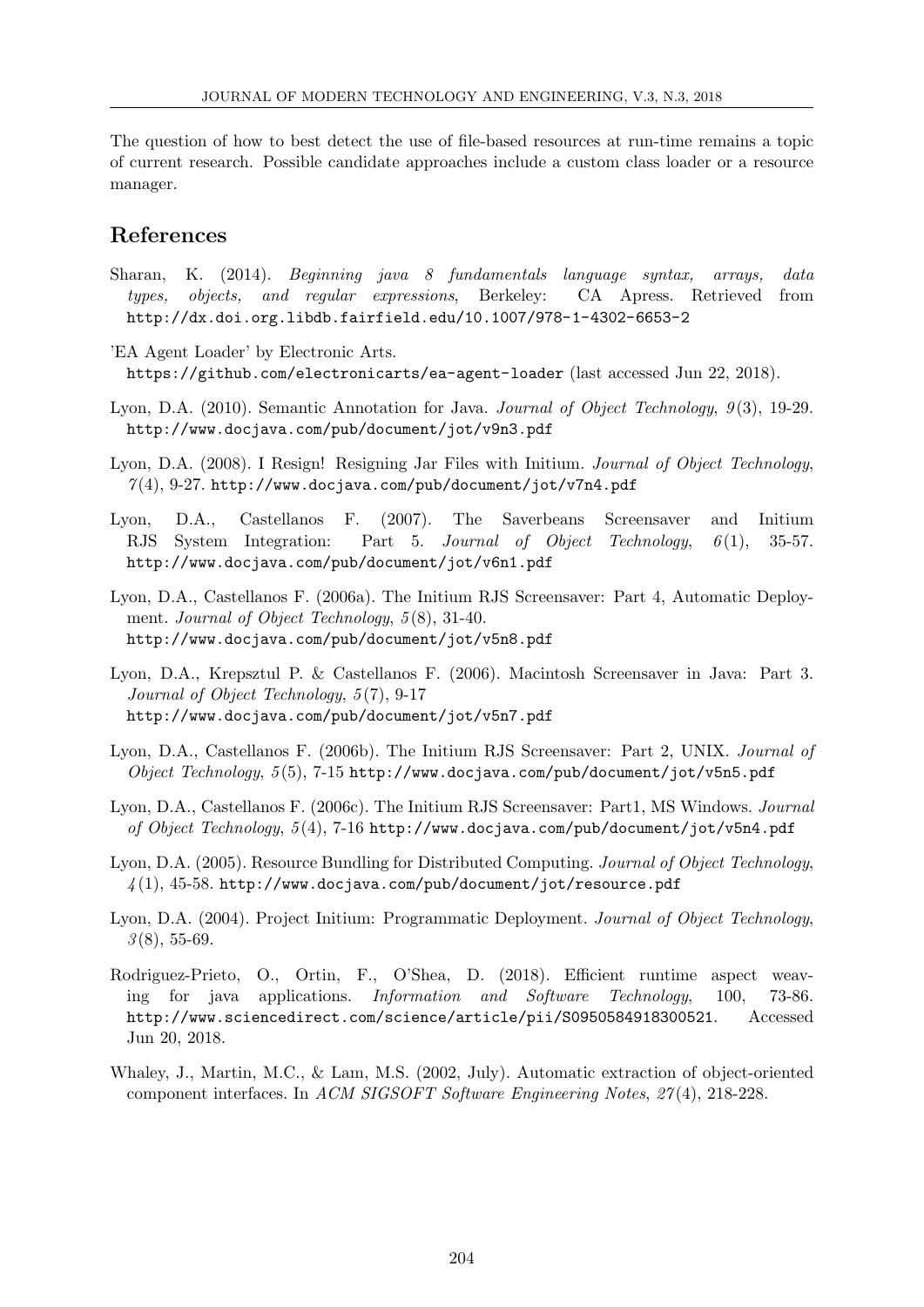The question of how to best detect the use of file-based resources at run-time remains a topic of current research. Possible candidate approaches include a custom class loader or a resource manager.

## References

Sharan, K. (2014). *Beginning java 8 fundamentals language syntax, arrays, data types, objects, and regular expressions*, Berkeley: CA Apress. Retrieved from http://dx.doi.org.libdb.fairfield.edu/10.1007/978-1-4302-6653-2

'EA Agent Loader' by Electronic Arts. https://github.com/electronicarts/ea-agent-loader (last accessed Jun 22, 2018).

Lyon, D.A. (2010). Semantic Annotation for Java. *Journal of Object Technology*, *9*(3), 19-29. http://www.docjava.com/pub/document/jot/v9n3.pdf

Lyon, D.A. (2008). I Resign! Resigning Jar Files with Initium. *Journal of Object Technology*, *7*(4), 9-27. http://www.docjava.com/pub/document/jot/v7n4.pdf

Lyon, D.A., Castellanos F. (2007). The Saverbeans Screensaver and Initium RJS System Integration: Part 5. *Journal of Object Technology*, *6*(1), 35-57. http://www.docjava.com/pub/document/jot/v6n1.pdf

Lyon, D.A., Castellanos F. (2006a). The Initium RJS Screensaver: Part 4, Automatic Deployment. *Journal of Object Technology*, *5*(8), 31-40. http://www.docjava.com/pub/document/jot/v5n8.pdf

Lyon, D.A., Krepsztul P. & Castellanos F. (2006). Macintosh Screensaver in Java: Part 3. *Journal of Object Technology*, *5*(7), 9-17 http://www.docjava.com/pub/document/jot/v5n7.pdf

Lyon, D.A., Castellanos F. (2006b). The Initium RJS Screensaver: Part 2, UNIX. *Journal of Object Technology*, *5*(5), 7-15 http://www.docjava.com/pub/document/jot/v5n5.pdf

Lyon, D.A., Castellanos F. (2006c). The Initium RJS Screensaver: Part1, MS Windows. *Journal of Object Technology*, *5*(4), 7-16 http://www.docjava.com/pub/document/jot/v5n4.pdf

Lyon, D.A. (2005). Resource Bundling for Distributed Computing. *Journal of Object Technology*, *4*(1), 45-58. http://www.docjava.com/pub/document/jot/resource.pdf

Lyon, D.A. (2004). Project Initium: Programmatic Deployment. *Journal of Object Technology*, *3*(8), 55-69.

Rodriguez-Prieto, O., Ortin, F., O'Shea, D. (2018). Efficient runtime aspect weaving for java applications. *Information and Software Technology*, 100, 73-86. http://www.sciencedirect.com/science/article/pii/S0950584918300521. Accessed Jun 20, 2018.

Whaley, J., Martin, M.C., & Lam, M.S. (2002, July). Automatic extraction of object-oriented component interfaces. In *ACM SIGSOFT Software Engineering Notes*, *27*(4), 218-228.